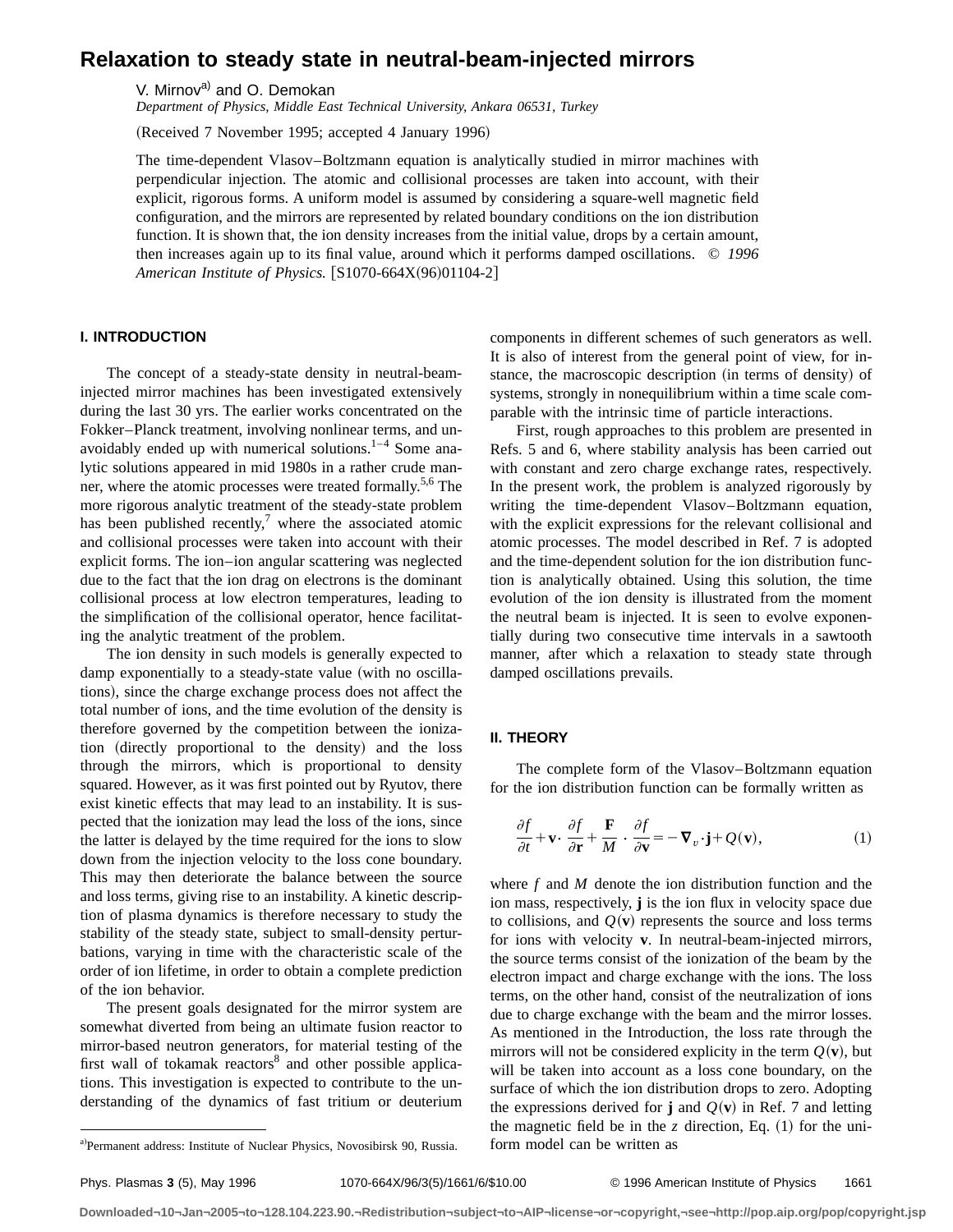# Relaxation to steady state in neutral-beam-injected mirrors

V. Mirnov[a] and O. Demokan

*Department of Physics, Middle East Technical University, Ankara 06531, Turkey*

(Received 7 November 1995; accepted 4 January 1996)

The time-dependent Vlasov–Boltzmann equation is analytically studied in mirror machines with perpendicular injection. The atomic and collisional processes are taken into account, with their explicit, rigorous forms. A uniform model is assumed by considering a square-well magnetic field configuration, and the mirrors are represented by related boundary conditions on the ion distribution function. It is shown that, the ion density increases from the initial value, drops by a certain amount, then increases again up to its final value, around which it performs damped oscillations. © *1996 American Institute of Physics.* [S1070-664X(96)01104-2]

## I. INTRODUCTION

The concept of a steady-state density in neutral-beam-injected mirror machines has been investigated extensively during the last 30 yrs. The earlier works concentrated on the Fokker–Planck treatment, involving nonlinear terms, and unavoidably ended up with numerical solutions.[1–4] Some analytic solutions appeared in mid 1980s in a rather crude manner, where the atomic processes were treated formally.[5,6] The more rigorous analytic treatment of the steady-state problem has been published recently,[7] where the associated atomic and collisional processes were taken into account with their explicit forms. The ion–ion angular scattering was neglected due to the fact that the ion drag on electrons is the dominant collisional process at low electron temperatures, leading to the simplification of the collisional operator, hence facilitating the analytic treatment of the problem.

The ion density in such models is generally expected to damp exponentially to a steady-state value (with no oscillations), since the charge exchange process does not affect the total number of ions, and the time evolution of the density is therefore governed by the competition between the ionization (directly proportional to the density) and the loss through the mirrors, which is proportional to density squared. However, as it was first pointed out by Ryutov, there exist kinetic effects that may lead to an instability. It is suspected that the ionization may lead the loss of the ions, since the latter is delayed by the time required for the ions to slow down from the injection velocity to the loss cone boundary. This may then deteriorate the balance between the source and loss terms, giving rise to an instability. A kinetic description of plasma dynamics is therefore necessary to study the stability of the steady state, subject to small-density perturbations, varying in time with the characteristic scale of the order of ion lifetime, in order to obtain a complete prediction of the ion behavior.

The present goals designated for the mirror system are somewhat diverted from being an ultimate fusion reactor to mirror-based neutron generators, for material testing of the first wall of tokamak reactors[8] and other possible applications. This investigation is expected to contribute to the understanding of the dynamics of fast tritium or deuterium components in different schemes of such generators as well. It is also of interest from the general point of view, for instance, the macroscopic description (in terms of density) of systems, strongly in nonequilibrium within a time scale comparable with the intrinsic time of particle interactions.

First, rough approaches to this problem are presented in Refs. 5 and 6, where stability analysis has been carried out with constant and zero charge exchange rates, respectively. In the present work, the problem is analyzed rigorously by writing the time-dependent Vlasov–Boltzmann equation, with the explicit expressions for the relevant collisional and atomic processes. The model described in Ref. 7 is adopted and the time-dependent solution for the ion distribution function is analytically obtained. Using this solution, the time evolution of the ion density is illustrated from the moment the neutral beam is injected. It is seen to evolve exponentially during two consecutive time intervals in a sawtooth manner, after which a relaxation to steady state through damped oscillations prevails.

## II. THEORY

The complete form of the Vlasov–Boltzmann equation for the ion distribution function can be formally written as

$$\frac{\partial f}{\partial t}+\mathbf{v}\cdot\frac{\partial f}{\partial \mathbf{r}}+\frac{\mathbf{F}}{M}\cdot\frac{\partial f}{\partial \mathbf{v}}=-\boldsymbol{\nabla}_v\cdot\mathbf{j}+Q(\mathbf{v}),\tag{1}$$

where $f$ and $M$ denote the ion distribution function and the ion mass, respectively, $\mathbf{j}$ is the ion flux in velocity space due to collisions, and $Q(\mathbf{v})$ represents the source and loss terms for ions with velocity $\mathbf{v}$. In neutral-beam-injected mirrors, the source terms consist of the ionization of the beam by the electron impact and charge exchange with the ions. The loss terms, on the other hand, consist of the neutralization of ions due to charge exchange with the beam and the mirror losses. As mentioned in the Introduction, the loss rate through the mirrors will not be considered explicity in the term $Q(\mathbf{v})$, but will be taken into account as a loss cone boundary, on the surface of which the ion distribution drops to zero. Adopting the expressions derived for $\mathbf{j}$ and $Q(\mathbf{v})$ in Ref. 7 and letting the magnetic field be in the $z$ direction, Eq. (1) for the uniform model can be written as

[a] Permanent address: Institute of Nuclear Physics, Novosibirsk 90, Russia.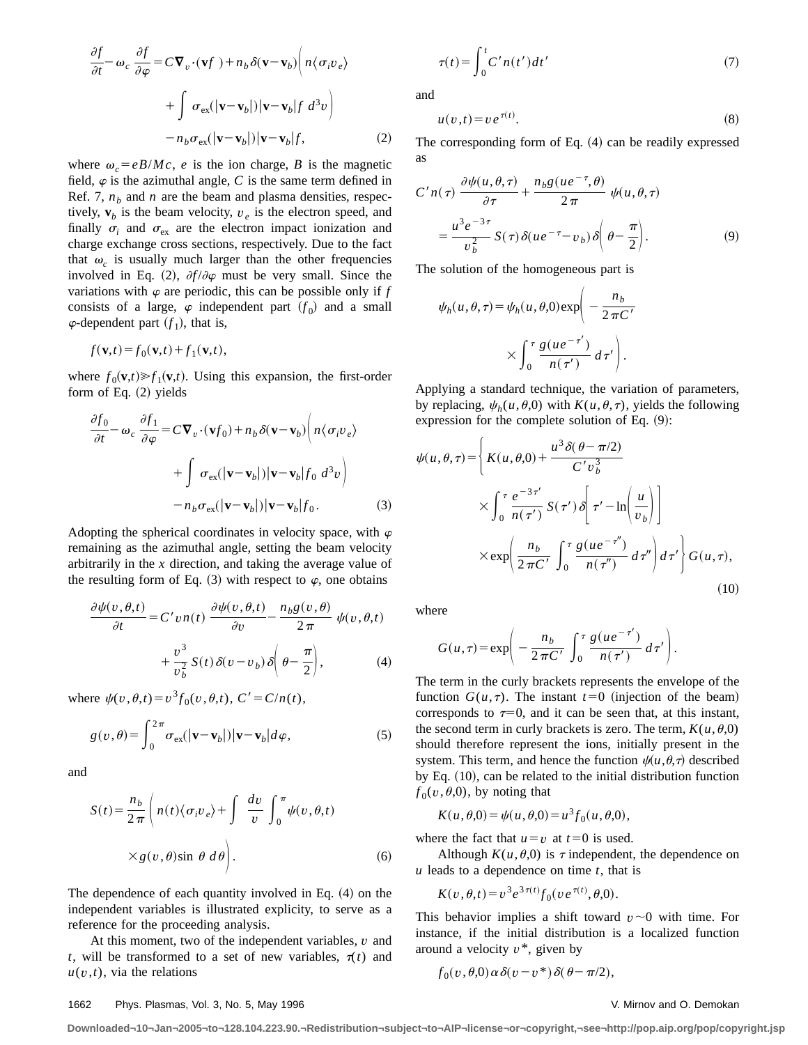$$\frac{\partial f}{\partial t} - \omega_c \frac{\partial f}{\partial \varphi} = C \nabla_v \cdot (\mathbf{v} f) + n_b \delta(\mathbf{v} - \mathbf{v}_b) \left( n \langle \sigma_i v_e \rangle + \int \sigma_{\rm ex}(|\mathbf{v} - \mathbf{v}_b|) |\mathbf{v} - \mathbf{v}_b| f \, d^3 v \right) - n_b \sigma_{\rm ex}(|\mathbf{v} - \mathbf{v}_b|) |\mathbf{v} - \mathbf{v}_b| f, \tag{2}$$

where $\omega_c = eB/Mc$, $e$ is the ion charge, $B$ is the magnetic field, $\varphi$ is the azimuthal angle, $C$ is the same term defined in Ref. 7, $n_b$ and $n$ are the beam and plasma densities, respectively, $\mathbf{v}_b$ is the beam velocity, $v_e$ is the electron speed, and finally $\sigma_i$ and $\sigma_{\rm ex}$ are the electron impact ionization and charge exchange cross sections, respectively. Due to the fact that $\omega_c$ is usually much larger than the other frequencies involved in Eq. (2), $\partial f/\partial \varphi$ must be very small. Since the variations with $\varphi$ are periodic, this can be possible only if $f$ consists of a large, $\varphi$ independent part ($f_0$) and a small $\varphi$-dependent part ($f_1$), that is,

$$f(\mathbf{v},t) = f_0(\mathbf{v},t) + f_1(\mathbf{v},t),$$

where $f_0(\mathbf{v},t) \gg f_1(\mathbf{v},t)$. Using this expansion, the first-order form of Eq. (2) yields

$$\frac{\partial f_0}{\partial t} - \omega_c \frac{\partial f_1}{\partial \varphi} = C \nabla_v \cdot (\mathbf{v} f_0) + n_b \delta(\mathbf{v} - \mathbf{v}_b) \left( n \langle \sigma_i v_e \rangle + \int \sigma_{\rm ex}(|\mathbf{v} - \mathbf{v}_b|) |\mathbf{v} - \mathbf{v}_b| f_0 \, d^3 v \right) - n_b \sigma_{\rm ex}(|\mathbf{v} - \mathbf{v}_b|) |\mathbf{v} - \mathbf{v}_b| f_0. \tag{3}$$

Adopting the spherical coordinates in velocity space, with $\varphi$ remaining as the azimuthal angle, setting the beam velocity arbitrarily in the $x$ direction, and taking the average value of the resulting form of Eq. (3) with respect to $\varphi$, one obtains

$$\frac{\partial \psi(v,\theta,t)}{\partial t} = C' v n(t) \frac{\partial \psi(v,\theta,t)}{\partial v} - \frac{n_b g(v,\theta)}{2\pi} \psi(v,\theta,t) + \frac{v^3}{v_b^2} S(t) \delta(v - v_b) \delta\left(\theta - \frac{\pi}{2}\right), \tag{4}$$

where $\psi(v,\theta,t) = v^3 f_0(v,\theta,t)$, $C' = C/n(t)$,

$$g(v,\theta) = \int_0^{2\pi} \sigma_{\rm ex}(|\mathbf{v} - \mathbf{v}_b|) |\mathbf{v} - \mathbf{v}_b| d\varphi, \tag{5}$$

and

$$S(t) = \frac{n_b}{2\pi} \left( n(t) \langle \sigma_i v_e \rangle + \int \frac{dv}{v} \int_0^{\pi} \psi(v,\theta,t) \times g(v,\theta) \sin\theta \, d\theta \right). \tag{6}$$

The dependence of each quantity involved in Eq. (4) on the independent variables is illustrated explicity, to serve as a reference for the proceeding analysis.

At this moment, two of the independent variables, $v$ and $t$, will be transformed to a set of new variables, $\tau(t)$ and $u(v,t)$, via the relations

$$\tau(t) = \int_0^t C' n(t') dt' \tag{7}$$

and

$$u(v,t) = v e^{\tau(t)}. \tag{8}$$

The corresponding form of Eq. (4) can be readily expressed as

$$C' n(\tau) \frac{\partial \psi(u,\theta,\tau)}{\partial \tau} + \frac{n_b g(u e^{-\tau},\theta)}{2\pi} \psi(u,\theta,\tau) = \frac{u^3 e^{-3\tau}}{v_b^2} S(\tau) \delta(u e^{-\tau} - v_b) \delta\left(\theta - \frac{\pi}{2}\right). \tag{9}$$

The solution of the homogeneous part is

$$\psi_h(u,\theta,\tau) = \psi_h(u,\theta,0) \exp\left( -\frac{n_b}{2\pi C'} \int_0^{\tau} \frac{g(u e^{-\tau'})}{n(\tau')} d\tau' \right).$$

Applying a standard technique, the variation of parameters, by replacing, $\psi_h(u,\theta,0)$ with $K(u,\theta,\tau)$, yields the following expression for the complete solution of Eq. (9):

$$\psi(u,\theta,\tau) = \left\{ K(u,\theta,0) + \frac{u^3 \delta(\theta - \pi/2)}{C' v_b^3} \int_0^{\tau} \frac{e^{-3\tau'}}{n(\tau')} S(\tau') \delta\left[\tau' - \ln\left(\frac{u}{v_b}\right)\right] \times \exp\left( \frac{n_b}{2\pi C'} \int_0^{\tau} \frac{g(u e^{-\tau''})}{n(\tau'')} d\tau'' \right) d\tau' \right\} G(u,\tau), \tag{10}$$

where

$$G(u,\tau) = \exp\left( -\frac{n_b}{2\pi C'} \int_0^{\tau} \frac{g(u e^{-\tau'})}{n(\tau')} d\tau' \right).$$

The term in the curly brackets represents the envelope of the function $G(u,\tau)$. The instant $t=0$ (injection of the beam) corresponds to $\tau=0$, and it can be seen that, at this instant, the second term in curly brackets is zero. The term, $K(u,\theta,0)$ should therefore represent the ions, initially present in the system. This term, and hence the function $\psi(u,\theta,\tau)$ described by Eq. (10), can be related to the initial distribution function $f_0(v,\theta,0)$, by noting that

$$K(u,\theta,0) = \psi(u,\theta,0) = u^3 f_0(u,\theta,0),$$

where the fact that $u=v$ at $t=0$ is used.

Although $K(u,\theta,0)$ is $\tau$ independent, the dependence on $u$ leads to a dependence on time $t$, that is

$$K(v,\theta,t) = v^3 e^{3\tau(t)} f_0(v e^{\tau(t)},\theta,0).$$

This behavior implies a shift toward $v \sim 0$ with time. For instance, if the initial distribution is a localized function around a velocity $v^*$, given by

$$f_0(v,\theta,0) \alpha \delta(v - v^*) \delta(\theta - \pi/2),$$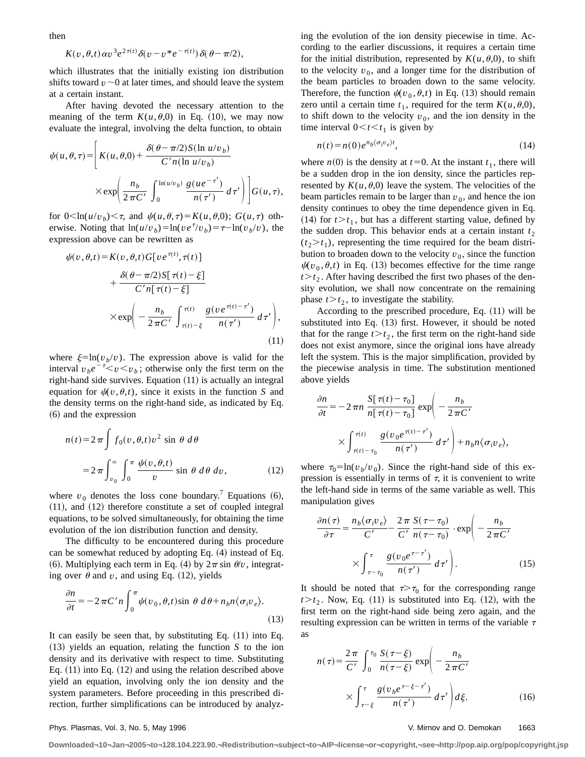then

$$K(v,\theta,t)\alpha v^3 e^{2\tau(t)}\delta(v - v^* e^{-\tau(t)})\,\delta(\theta - \pi/2),$$

which illustrates that the initially existing ion distribution shifts toward $v\sim 0$ at later times, and should leave the system at a certain instant.

After having devoted the necessary attention to the meaning of the term $K(u,\theta,0)$ in Eq. (10), we may now evaluate the integral, involving the delta function, to obtain

$$\psi(u,\theta,\tau) = \left[ K(u,\theta,0) + \frac{\delta(\theta - \pi/2) S(\ln u/v_b)}{C' n(\ln u/v_b)} \times \exp\left( \frac{n_b}{2\pi C'} \int_0^{\ln(u/v_b)} \frac{g(u e^{-\tau'})}{n(\tau')}\, d\tau' \right) \right] G(u,\tau),$$

for $0<\ln(u/v_b)<\tau$, and $\psi(u,\theta,\tau) = K(u,\theta,0)$; $G(u,\tau)$ otherwise. Noting that $\ln(u/v_b) = \ln(v e^{\tau}/v_b) = \tau - \ln(v_b/v)$, the expression above can be rewritten as

$$\begin{aligned}\psi(v,\theta,t) &= K(v,\theta,t) G[v e^{\tau(t)}, \tau(t)] \\ &\quad + \frac{\delta(\theta-\pi/2) S[\tau(t)-\xi]}{C' n[\tau(t)-\xi]} \\ &\quad \times \exp\left( -\frac{n_b}{2\pi C'} \int_{\tau(t)-\xi}^{\tau(t)} \frac{g(v e^{\tau(t)-\tau'})}{n(\tau')}\, d\tau' \right),\end{aligned} \tag{11}$$

where $\xi = \ln(v_b/v)$. The expression above is valid for the interval $v_b e^{-\tau} < v < v_b$; otherwise only the first term on the right-hand side survives. Equation (11) is actually an integral equation for $\psi(v,\theta,t)$, since it exists in the function $S$ and the density terms on the right-hand side, as indicated by Eq. (6) and the expression

$$\begin{aligned} n(t) &= 2\pi \int f_0(v,\theta,t) v^2 \sin\theta \, d\theta \\ &= 2\pi \int_{v_0}^{\infty} \int_0^{\pi} \frac{\psi(v,\theta,t)}{v} \sin\theta\, d\theta\, dv, \end{aligned} \tag{12}$$

where $v_0$ denotes the loss cone boundary.[7] Equations (6), (11), and (12) therefore constitute a set of coupled integral equations, to be solved simultaneously, for obtaining the time evolution of the ion distribution function and density.

The difficulty to be encountered during this procedure can be somewhat reduced by adopting Eq. (4) instead of Eq. (6). Multiplying each term in Eq. (4) by $2\pi \sin\theta/v$, integrating over $\theta$ and $v$, and using Eq. (12), yields

$$\frac{\partial n}{\partial t} = -2\pi C' n \int_0^{\pi} \psi(v_0,\theta,t) \sin\theta\, d\theta + n_b n \langle \sigma_i v_e \rangle. \tag{13}$$

It can easily be seen that, by substituting Eq. (11) into Eq. (13) yields an equation, relating the function $S$ to the ion density and its derivative with respect to time. Substituting Eq. (11) into Eq. (12) and using the relation described above yield an equation, involving only the ion density and the system parameters. Before proceeding in this prescribed direction, further simplifications can be introduced by analyzing the evolution of the ion density piecewise in time. According to the earlier discussions, it requires a certain time for the initial distribution, represented by $K(u,\theta,0)$, to shift to the velocity $v_0$, and a longer time for the distribution of the beam particles to broaden down to the same velocity. Therefore, the function $\psi(v_0,\theta,t)$ in Eq. (13) should remain zero until a certain time $t_1$, required for the term $K(u,\theta,0)$, to shift down to the velocity $v_0$, and the ion density in the time interval $0<t<t_1$ is given by

$$n(t) = n(0) e^{n_b \langle \sigma_i v_e \rangle t}, \tag{14}$$

where $n(0)$ is the density at $t=0$. At the instant $t_1$, there will be a sudden drop in the ion density, since the particles represented by $K(u,\theta,0)$ leave the system. The velocities of the beam particles remain to be larger than $v_0$, and hence the ion density continues to obey the time dependence given in Eq. (14) for $t>t_1$, but has a different starting value, defined by the sudden drop. This behavior ends at a certain instant $t_2$ ($t_2>t_1$), representing the time required for the beam distribution to broaden down to the velocity $v_0$, since the function $\psi(v_0,\theta,t)$ in Eq. (13) becomes effective for the time range $t>t_2$. After having described the first two phases of the density evolution, we shall now concentrate on the remaining phase $t>t_2$, to investigate the stability.

According to the prescribed procedure, Eq. (11) will be substituted into Eq. (13) first. However, it should be noted that for the range $t>t_2$, the first term on the right-hand side does not exist anymore, since the original ions have already left the system. This is the major simplification, provided by the piecewise analysis in time. The substitution mentioned above yields

$$\frac{\partial n}{\partial t} = -2\pi n \frac{S[\tau(t)-\tau_0]}{n[\tau(t)-\tau_0]} \exp\left( -\frac{n_b}{2\pi C'} \times \int_{\tau(t)-\tau_0}^{\tau(t)} \frac{g(v_0 e^{\tau(t)-\tau'})}{n(\tau')}\, d\tau' \right) + n_b n \langle \sigma_i v_e \rangle,$$

where $\tau_0 = \ln(v_b/v_0)$. Since the right-hand side of this expression is essentially in terms of $\tau$, it is convenient to write the left-hand side in terms of the same variable as well. This manipulation gives

$$\frac{\partial n(\tau)}{\partial \tau} = \frac{n_b \langle \sigma_i v_e \rangle}{C'} - \frac{2\pi}{C'} \frac{S(\tau-\tau_0)}{n(\tau-\tau_0)} \cdot \exp\left( -\frac{n_b}{2\pi C'} \times \int_{\tau-\tau_0}^{\tau} \frac{g(v_0 e^{\tau-\tau'})}{n(\tau')}\, d\tau' \right). \tag{15}$$

It should be noted that $\tau>\tau_0$ for the corresponding range $t>t_2$. Now, Eq. (11) is substituted into Eq. (12), with the first term on the right-hand side being zero again, and the resulting expression can be written in terms of the variable $\tau$ as

$$n(\tau) = \frac{2\pi}{C'} \int_0^{\tau_0} \frac{S(\tau-\xi)}{n(\tau-\xi)} \exp\left( -\frac{n_b}{2\pi C'} \times \int_{\tau-\xi}^{\tau} \frac{g(v_b e^{\tau-\xi-\tau'})}{n(\tau')}\, d\tau' \right) d\xi. \tag{16}$$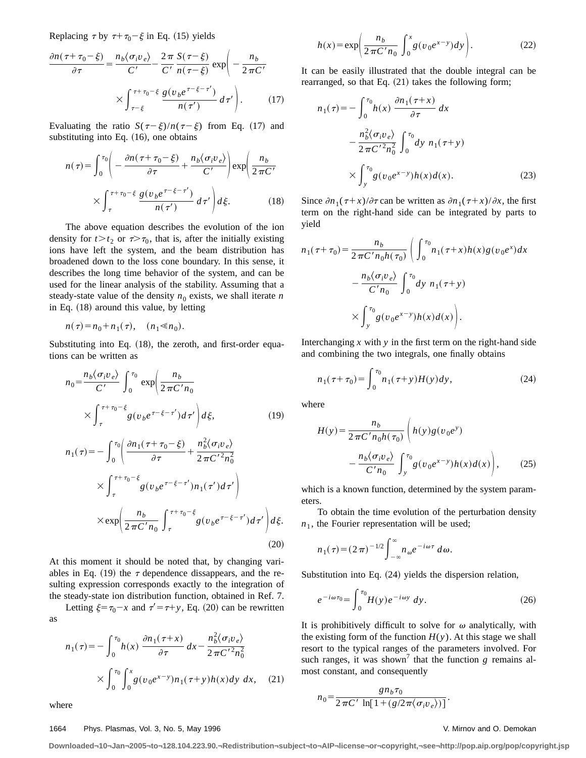Replacing $\tau$ by $\tau+\tau_0-\xi$ in Eq. (15) yields

$$\frac{\partial n(\tau+\tau_0-\xi)}{\partial \tau}=\frac{n_b\langle\sigma_i v_e\rangle}{C'}-\frac{2\pi}{C'}\frac{S(\tau-\xi)}{n(\tau-\xi)}\exp\left(-\frac{n_b}{2\pi C'}\times\int_{\tau-\xi}^{\tau+\tau_0-\xi}\frac{g(v_b e^{\tau-\xi-\tau'})}{n(\tau')}\,d\tau'\right). \quad (17)$$

Evaluating the ratio $S(\tau-\xi)/n(\tau-\xi)$ from Eq. (17) and substituting into Eq. (16), one obtains

$$n(\tau)=\int_0^{\tau_0}\left(-\frac{\partial n(\tau+\tau_0-\xi)}{\partial \tau}+\frac{n_b\langle\sigma_i v_e\rangle}{C'}\right)\exp\left(\frac{n_b}{2\pi C'}\times\int_{\tau}^{\tau+\tau_0-\xi}\frac{g(v_b e^{\tau-\xi-\tau'})}{n(\tau')}\,d\tau'\right)d\xi. \quad (18)$$

The above equation describes the evolution of the ion density for $t>t_2$ or $\tau>\tau_0$, that is, after the initially existing ions have left the system, and the beam distribution has broadened down to the loss cone boundary. In this sense, it describes the long time behavior of the system, and can be used for the linear analysis of the stability. Assuming that a steady-state value of the density $n_0$ exists, we shall iterate $n$ in Eq. (18) around this value, by letting

$$n(\tau)=n_0+n_1(\tau), \quad (n_1\ll n_0).$$

Substituting into Eq. (18), the zeroth, and first-order equations can be written as

$$n_0=\frac{n_b\langle\sigma_i v_e\rangle}{C'}\int_0^{\tau_0}\exp\left(\frac{n_b}{2\pi C' n_0}\times\int_{\tau}^{\tau+\tau_0-\xi}g(v_b e^{\tau-\xi-\tau'})d\tau'\right)d\xi, \quad (19)$$

$$n_1(\tau)=-\int_0^{\tau_0}\left(\frac{\partial n_1(\tau+\tau_0-\xi)}{\partial\tau}+\frac{n_b^2\langle\sigma_i v_e\rangle}{2\pi C'^2 n_0^2}\times\int_{\tau}^{\tau+\tau_0-\xi}g(v_b e^{\tau-\xi-\tau'})n_1(\tau')d\tau'\right)\times\exp\left(\frac{n_b}{2\pi C' n_0}\int_{\tau}^{\tau+\tau_0-\xi}g(v_b e^{\tau-\xi-\tau'})d\tau'\right)d\xi. \quad (20)$$

At this moment it should be noted that, by changing variables in Eq. (19) the $\tau$ dependence dissappears, and the resulting expression corresponds exactly to the integration of the steady-state ion distribution function, obtained in Ref. 7.

Letting $\xi=\tau_0-x$ and $\tau'=\tau+y$, Eq. (20) can be rewritten as

$$n_1(\tau)=-\int_0^{\tau_0}h(x)\,\frac{\partial n_1(\tau+x)}{\partial\tau}\,dx-\frac{n_b^2\langle\sigma_i v_e\rangle}{2\pi C'^2 n_0^2}\times\int_0^{\tau_0}\int_0^{x}g(v_0 e^{x-y})n_1(\tau+y)h(x)dy\,dx, \quad (21)$$

where

$$h(x)=\exp\left(\frac{n_b}{2\pi C' n_0}\int_0^x g(v_0 e^{x-y})dy\right). \quad (22)$$

It can be easily illustrated that the double integral can be rearranged, so that Eq. (21) takes the following form;

$$n_1(\tau)=-\int_0^{\tau_0}h(x)\,\frac{\partial n_1(\tau+x)}{\partial\tau}\,dx-\frac{n_b^2\langle\sigma_i v_e\rangle}{2\pi C'^2 n_0^2}\int_0^{\tau_0}dy\;n_1(\tau+y)\times\int_y^{\tau_0}g(v_0 e^{x-y})h(x)d(x). \quad (23)$$

Since $\partial n_1(\tau+x)/\partial\tau$ can be written as $\partial n_1(\tau+x)/\partial x$, the first term on the right-hand side can be integrated by parts to yield

$$n_1(\tau+\tau_0)=\frac{n_b}{2\pi C' n_0 h(\tau_0)}\left(\int_0^{\tau_0}n_1(\tau+x)h(x)g(v_0 e^x)dx-\frac{n_b\langle\sigma_i v_e\rangle}{C' n_0}\int_0^{\tau_0}dy\;n_1(\tau+y)\times\int_y^{\tau_0}g(v_0 e^{x-y})h(x)d(x)\right).$$

Interchanging $x$ with $y$ in the first term on the right-hand side and combining the two integrals, one finally obtains

$$n_1(\tau+\tau_0)=\int_0^{\tau_0}n_1(\tau+y)H(y)dy, \quad (24)$$

where

$$H(y)=\frac{n_b}{2\pi C' n_0 h(\tau_0)}\left(h(y)g(v_0 e^y)-\frac{n_b\langle\sigma_i v_e\rangle}{C' n_0}\int_y^{\tau_0}g(v_0 e^{x-y})h(x)d(x)\right), \quad (25)$$

which is a known function, determined by the system parameters.

To obtain the time evolution of the perturbation density $n_1$, the Fourier representation will be used;

$$n_1(\tau)=(2\pi)^{-1/2}\int_{-\infty}^{\infty}n_\omega e^{-i\omega\tau}\,d\omega.$$

Substitution into Eq. (24) yields the dispersion relation,

$$e^{-i\omega\tau_0}=\int_0^{\tau_0}H(y)e^{-i\omega y}\,dy. \quad (26)$$

It is prohibitively difficult to solve for $\omega$ analytically, with the existing form of the function $H(y)$. At this stage we shall resort to the typical ranges of the parameters involved. For such ranges, it was shown[7] that the function $g$ remains almost constant, and consequently

$$n_0=\frac{g n_b\tau_0}{2\pi C'\,\ln[1+(g/2\pi\langle\sigma_i v_e\rangle)]}.$$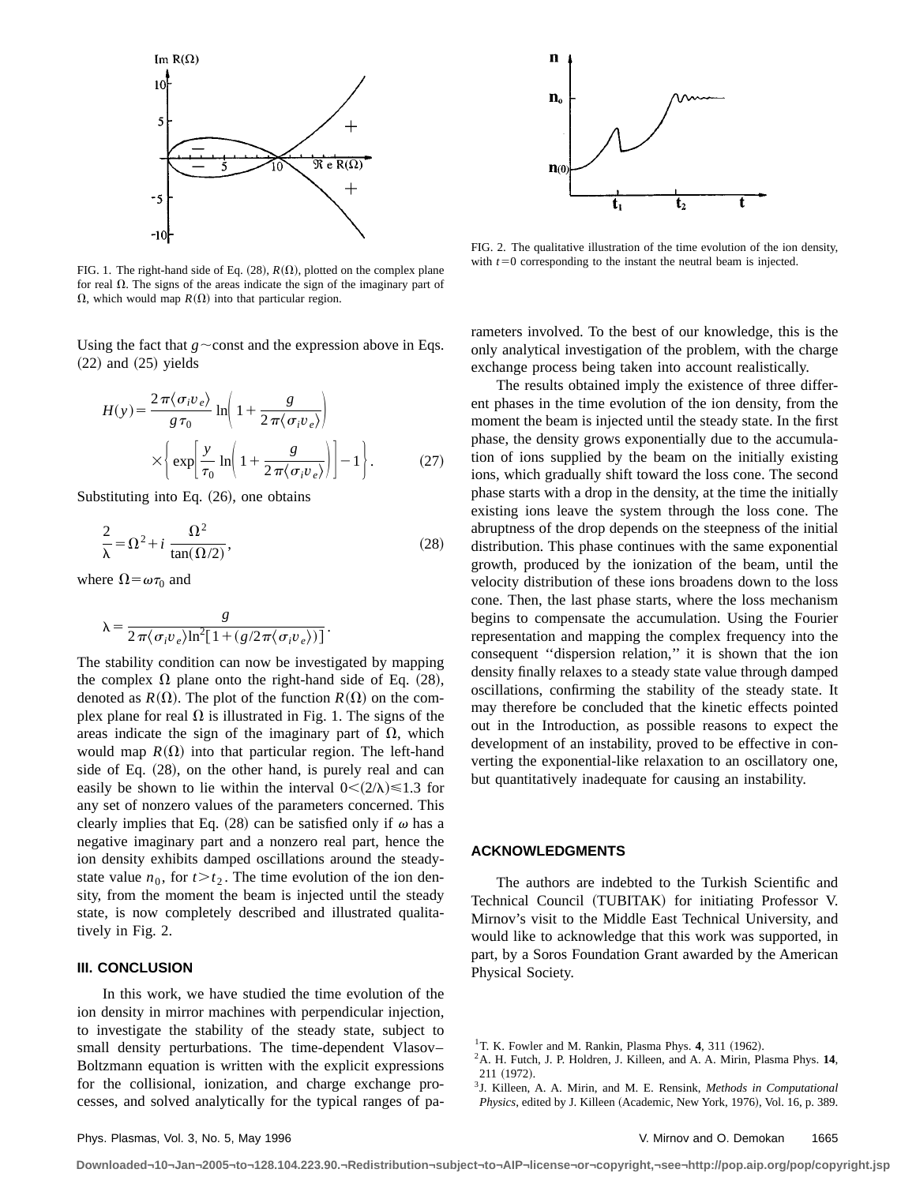FIG. 1. The right-hand side of Eq. (28), $R(\Omega)$, plotted on the complex plane for real $\Omega$. The signs of the areas indicate the sign of the imaginary part of $\Omega$, which would map $R(\Omega)$ into that particular region.

FIG. 2. The qualitative illustration of the time evolution of the ion density, with $t=0$ corresponding to the instant the neutral beam is injected.

Using the fact that $g\sim$const and the expression above in Eqs. (22) and (25) yields

$$H(y)=\frac{2\pi\langle\sigma_i v_e\rangle}{g\tau_0}\ln\left(1+\frac{g}{2\pi\langle\sigma_i v_e\rangle}\right)\times\left\{\exp\left[\frac{y}{\tau_0}\ln\left(1+\frac{g}{2\pi\langle\sigma_i v_e\rangle}\right)\right]-1\right\}. \quad (27)$$

Substituting into Eq. (26), one obtains

$$\frac{2}{\lambda}=\Omega^2+i\,\frac{\Omega^2}{\tan(\Omega/2)}, \quad (28)$$

where $\Omega=\omega\tau_0$ and

$$\lambda=\frac{g}{2\pi\langle\sigma_i v_e\rangle\ln^2[1+(g/2\pi\langle\sigma_i v_e\rangle)]}.$$

The stability condition can now be investigated by mapping the complex $\Omega$ plane onto the right-hand side of Eq. (28), denoted as $R(\Omega)$. The plot of the function $R(\Omega)$ on the complex plane for real $\Omega$ is illustrated in Fig. 1. The signs of the areas indicate the sign of the imaginary part of $\Omega$, which would map $R(\Omega)$ into that particular region. The left-hand side of Eq. (28), on the other hand, is purely real and can easily be shown to lie within the interval $0<(2/\lambda)\leqslant 1.3$ for any set of nonzero values of the parameters concerned. This clearly implies that Eq. (28) can be satisfied only if $\omega$ has a negative imaginary part and a nonzero real part, hence the ion density exhibits damped oscillations around the steady-state value $n_0$, for $t>t_2$. The time evolution of the ion density, from the moment the beam is injected until the steady state, is now completely described and illustrated qualitatively in Fig. 2.

## III. CONCLUSION

In this work, we have studied the time evolution of the ion density in mirror machines with perpendicular injection, to investigate the stability of the steady state, subject to small density perturbations. The time-dependent Vlasov–Boltzmann equation is written with the explicit expressions for the collisional, ionization, and charge exchange processes, and solved analytically for the typical ranges of parameters involved. To the best of our knowledge, this is the only analytical investigation of the problem, with the charge exchange process being taken into account realistically.

The results obtained imply the existence of three different phases in the time evolution of the ion density, from the moment the beam is injected until the steady state. In the first phase, the density grows exponentially due to the accumulation of ions supplied by the beam on the initially existing ions, which gradually shift toward the loss cone. The second phase starts with a drop in the density, at the time the initially existing ions leave the system through the loss cone. The abruptness of the drop depends on the steepness of the initial distribution. This phase continues with the same exponential growth, produced by the ionization of the beam, until the velocity distribution of these ions broadens down to the loss cone. Then, the last phase starts, where the loss mechanism begins to compensate the accumulation. Using the Fourier representation and mapping the complex frequency into the consequent "dispersion relation," it is shown that the ion density finally relaxes to a steady state value through damped oscillations, confirming the stability of the steady state. It may therefore be concluded that the kinetic effects pointed out in the Introduction, as possible reasons to expect the development of an instability, proved to be effective in converting the exponential-like relaxation to an oscillatory one, but quantitatively inadequate for causing an instability.

## ACKNOWLEDGMENTS

The authors are indebted to the Turkish Scientific and Technical Council (TUBITAK) for initiating Professor V. Mirnov's visit to the Middle East Technical University, and would like to acknowledge that this work was supported, in part, by a Soros Foundation Grant awarded by the American Physical Society.

[1] T. K. Fowler and M. Rankin, Plasma Phys. **4**, 311 (1962).

[2] A. H. Futch, J. P. Holdren, J. Killeen, and A. A. Mirin, Plasma Phys. **14**, 211 (1972).

[3] J. Killeen, A. A. Mirin, and M. E. Rensink, *Methods in Computational Physics*, edited by J. Killeen (Academic, New York, 1976), Vol. 16, p. 389.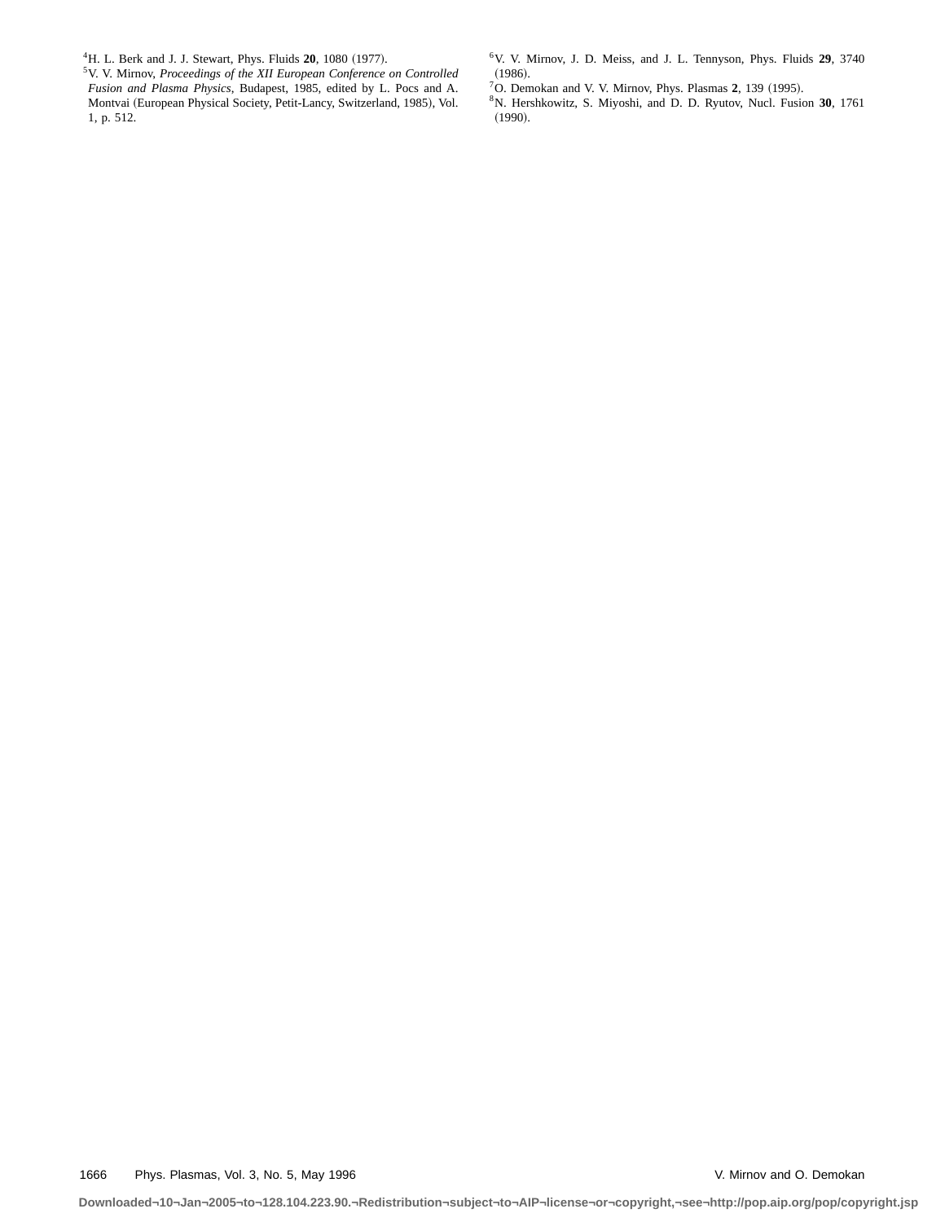[4]H. L. Berk and J. J. Stewart, Phys. Fluids **20**, 1080 (1977).

[5]V. V. Mirnov, *Proceedings of the XII European Conference on Controlled Fusion and Plasma Physics*, Budapest, 1985, edited by L. Pocs and A. Montvai (European Physical Society, Petit-Lancy, Switzerland, 1985), Vol. 1, p. 512.

[6]V. V. Mirnov, J. D. Meiss, and J. L. Tennyson, Phys. Fluids **29**, 3740 (1986).

[7]O. Demokan and V. V. Mirnov, Phys. Plasmas **2**, 139 (1995).

[8]N. Hershkowitz, S. Miyoshi, and D. D. Ryutov, Nucl. Fusion **30**, 1761 (1990).